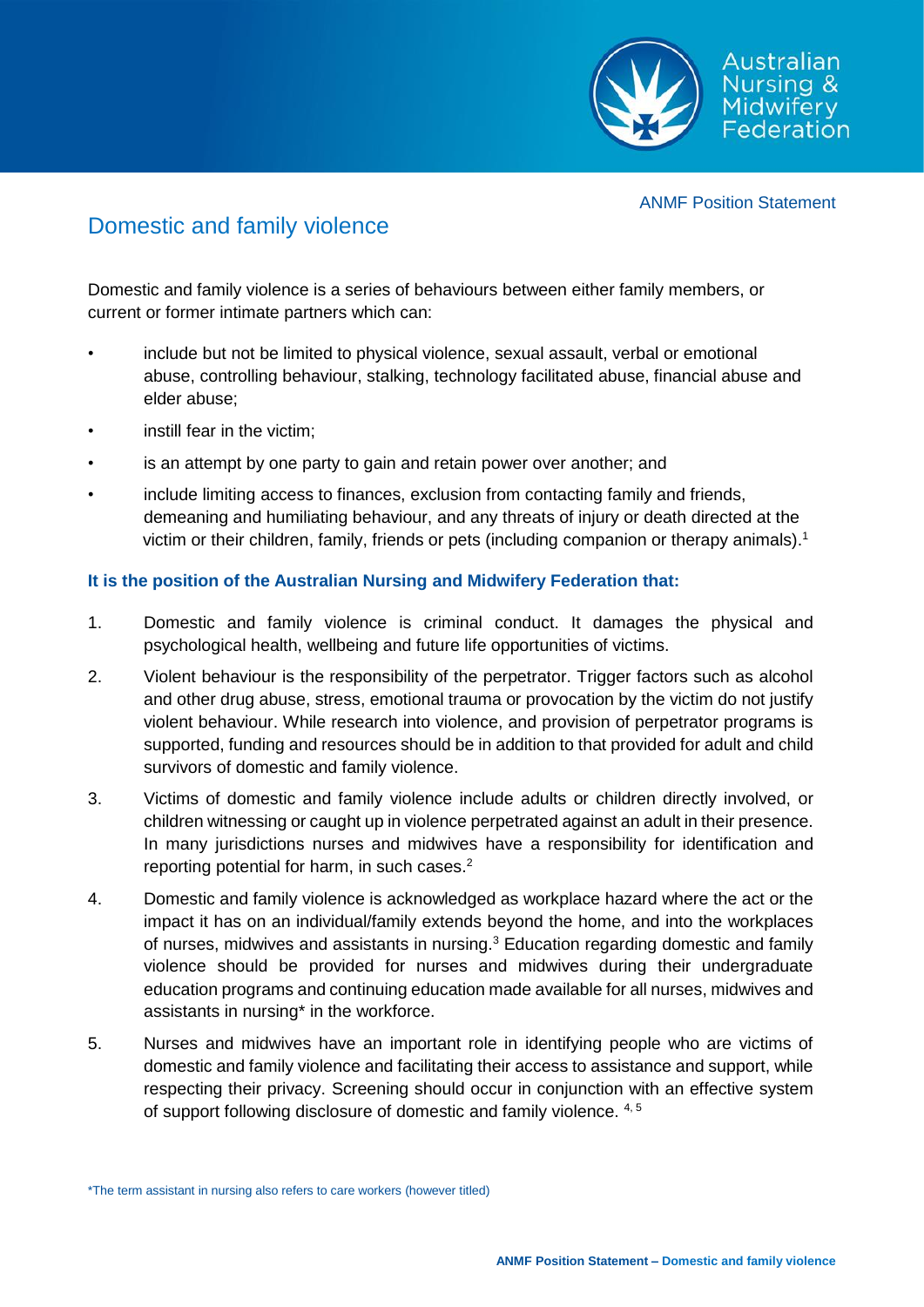ANMF Position Statement

# Domestic and family violence

Domestic and family violence is a series of behaviours between either family members, or current or former intimate partners which can:

- include but not be limited to physical violence, sexual assault, verbal or emotional abuse, controlling behaviour, stalking, technology facilitated abuse, financial abuse and elder abuse;
- instill fear in the victim;
- is an attempt by one party to gain and retain power over another; and
- include limiting access to finances, exclusion from contacting family and friends, demeaning and humiliating behaviour, and any threats of injury or death directed at the victim or their children, family, friends or pets (including companion or therapy animals).[1]

**It is the position of the Australian Nursing and Midwifery Federation that:**

1. Domestic and family violence is criminal conduct. It damages the physical and psychological health, wellbeing and future life opportunities of victims.
2. Violent behaviour is the responsibility of the perpetrator. Trigger factors such as alcohol and other drug abuse, stress, emotional trauma or provocation by the victim do not justify violent behaviour. While research into violence, and provision of perpetrator programs is supported, funding and resources should be in addition to that provided for adult and child survivors of domestic and family violence.
3. Victims of domestic and family violence include adults or children directly involved, or children witnessing or caught up in violence perpetrated against an adult in their presence. In many jurisdictions nurses and midwives have a responsibility for identification and reporting potential for harm, in such cases.[2]
4. Domestic and family violence is acknowledged as workplace hazard where the act or the impact it has on an individual/family extends beyond the home, and into the workplaces of nurses, midwives and assistants in nursing.[3] Education regarding domestic and family violence should be provided for nurses and midwives during their undergraduate education programs and continuing education made available for all nurses, midwives and assistants in nursing* in the workforce.
5. Nurses and midwives have an important role in identifying people who are victims of domestic and family violence and facilitating their access to assistance and support, while respecting their privacy. Screening should occur in conjunction with an effective system of support following disclosure of domestic and family violence. [4, 5]

*The term assistant in nursing also refers to care workers (however titled)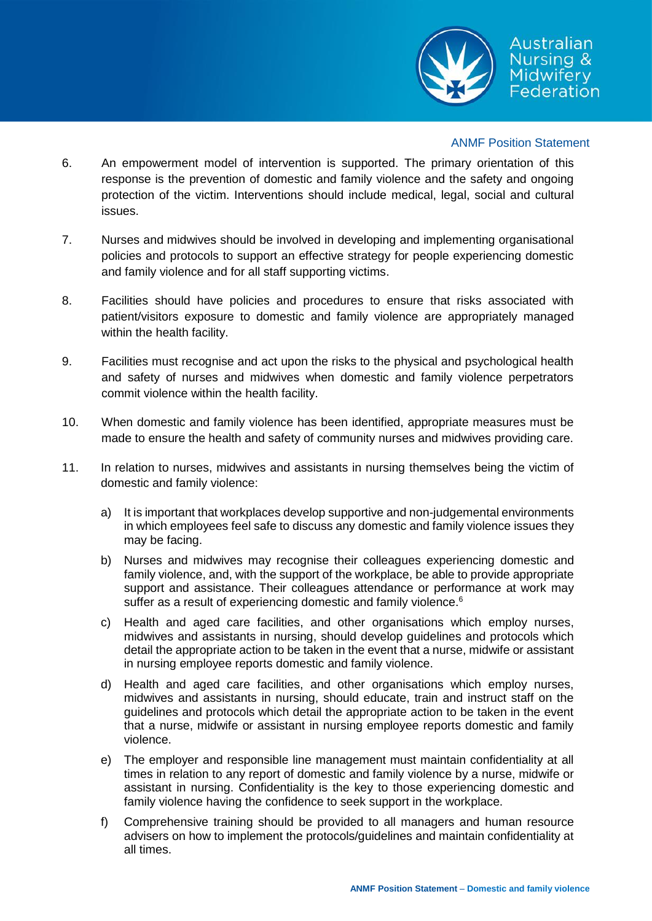6. An empowerment model of intervention is supported. The primary orientation of this response is the prevention of domestic and family violence and the safety and ongoing protection of the victim. Interventions should include medical, legal, social and cultural issues.

7. Nurses and midwives should be involved in developing and implementing organisational policies and protocols to support an effective strategy for people experiencing domestic and family violence and for all staff supporting victims.

8. Facilities should have policies and procedures to ensure that risks associated with patient/visitors exposure to domestic and family violence are appropriately managed within the health facility.

9. Facilities must recognise and act upon the risks to the physical and psychological health and safety of nurses and midwives when domestic and family violence perpetrators commit violence within the health facility.

10. When domestic and family violence has been identified, appropriate measures must be made to ensure the health and safety of community nurses and midwives providing care.

11. In relation to nurses, midwives and assistants in nursing themselves being the victim of domestic and family violence:

    a) It is important that workplaces develop supportive and non-judgemental environments in which employees feel safe to discuss any domestic and family violence issues they may be facing.

    b) Nurses and midwives may recognise their colleagues experiencing domestic and family violence, and, with the support of the workplace, be able to provide appropriate support and assistance. Their colleagues attendance or performance at work may suffer as a result of experiencing domestic and family violence.[6]

    c) Health and aged care facilities, and other organisations which employ nurses, midwives and assistants in nursing, should develop guidelines and protocols which detail the appropriate action to be taken in the event that a nurse, midwife or assistant in nursing employee reports domestic and family violence.

    d) Health and aged care facilities, and other organisations which employ nurses, midwives and assistants in nursing, should educate, train and instruct staff on the guidelines and protocols which detail the appropriate action to be taken in the event that a nurse, midwife or assistant in nursing employee reports domestic and family violence.

    e) The employer and responsible line management must maintain confidentiality at all times in relation to any report of domestic and family violence by a nurse, midwife or assistant in nursing. Confidentiality is the key to those experiencing domestic and family violence having the confidence to seek support in the workplace.

    f) Comprehensive training should be provided to all managers and human resource advisers on how to implement the protocols/guidelines and maintain confidentiality at all times.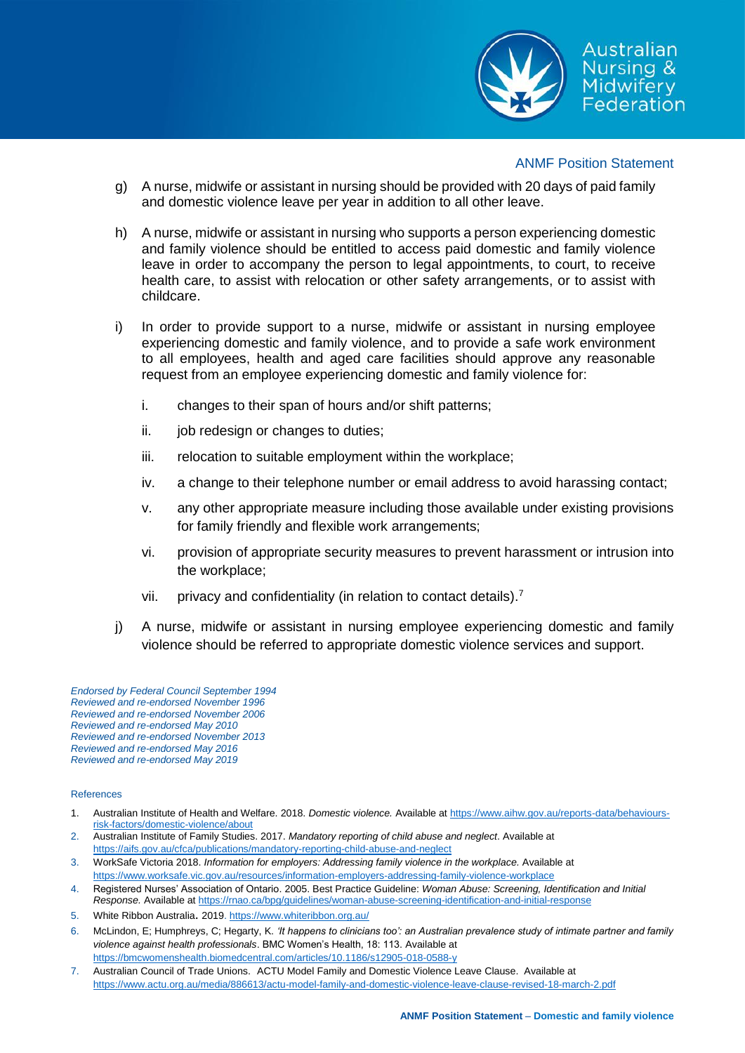g) A nurse, midwife or assistant in nursing should be provided with 20 days of paid family and domestic violence leave per year in addition to all other leave.

h) A nurse, midwife or assistant in nursing who supports a person experiencing domestic and family violence should be entitled to access paid domestic and family violence leave in order to accompany the person to legal appointments, to court, to receive health care, to assist with relocation or other safety arrangements, or to assist with childcare.

i) In order to provide support to a nurse, midwife or assistant in nursing employee experiencing domestic and family violence, and to provide a safe work environment to all employees, health and aged care facilities should approve any reasonable request from an employee experiencing domestic and family violence for:

   i. changes to their span of hours and/or shift patterns;

   ii. job redesign or changes to duties;

   iii. relocation to suitable employment within the workplace;

   iv. a change to their telephone number or email address to avoid harassing contact;

   v. any other appropriate measure including those available under existing provisions for family friendly and flexible work arrangements;

   vi. provision of appropriate security measures to prevent harassment or intrusion into the workplace;

   vii. privacy and confidentiality (in relation to contact details).[7]

j) A nurse, midwife or assistant in nursing employee experiencing domestic and family violence should be referred to appropriate domestic violence services and support.

*Endorsed by Federal Council September 1994*
*Reviewed and re-endorsed November 1996*
*Reviewed and re-endorsed November 2006*
*Reviewed and re-endorsed May 2010*
*Reviewed and re-endorsed November 2013*
*Reviewed and re-endorsed May 2016*
*Reviewed and re-endorsed May 2019*

References

1. Australian Institute of Health and Welfare. 2018. *Domestic violence.* Available at https://www.aihw.gov.au/reports-data/behaviours-risk-factors/domestic-violence/about
2. Australian Institute of Family Studies. 2017. *Mandatory reporting of child abuse and neglect*. Available at https://aifs.gov.au/cfca/publications/mandatory-reporting-child-abuse-and-neglect
3. WorkSafe Victoria 2018. *Information for employers: Addressing family violence in the workplace.* Available at https://www.worksafe.vic.gov.au/resources/information-employers-addressing-family-violence-workplace
4. Registered Nurses' Association of Ontario. 2005. Best Practice Guideline: *Woman Abuse: Screening, Identification and Initial Response.* Available at https://rnao.ca/bpg/guidelines/woman-abuse-screening-identification-and-initial-response
5. White Ribbon Australia**.** 2019. https://www.whiteribbon.org.au/
6. McLindon, E; Humphreys, C; Hegarty, K. *'It happens to clinicians too': an Australian prevalence study of intimate partner and family violence against health professionals*. BMC Women's Health, 18: 113. Available at https://bmcwomenshealth.biomedcentral.com/articles/10.1186/s12905-018-0588-y
7. Australian Council of Trade Unions. ACTU Model Family and Domestic Violence Leave Clause. Available at https://www.actu.org.au/media/886613/actu-model-family-and-domestic-violence-leave-clause-revised-18-march-2.pdf